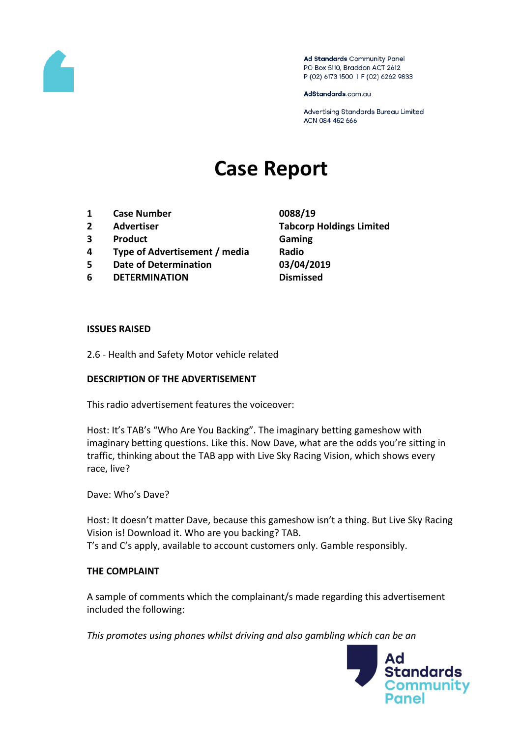Ad Standards Community Panel
PO Box 5110, Braddon ACT 2612
P (02) 6173 1500 | F (02) 6262 9833

AdStandards.com.au

Advertising Standards Bureau Limited
ACN 084 452 666

# Case Report

| | | |
|---|---|---|
| 1 | **Case Number** | **0088/19** |
| 2 | **Advertiser** | **Tabcorp Holdings Limited** |
| 3 | **Product** | **Gaming** |
| 4 | **Type of Advertisement / media** | **Radio** |
| 5 | **Date of Determination** | **03/04/2019** |
| 6 | **DETERMINATION** | **Dismissed** |

**ISSUES RAISED**

2.6 - Health and Safety Motor vehicle related

**DESCRIPTION OF THE ADVERTISEMENT**

This radio advertisement features the voiceover:

Host: It's TAB's "Who Are You Backing". The imaginary betting gameshow with imaginary betting questions. Like this. Now Dave, what are the odds you're sitting in traffic, thinking about the TAB app with Live Sky Racing Vision, which shows every race, live?

Dave: Who's Dave?

Host: It doesn't matter Dave, because this gameshow isn't a thing. But Live Sky Racing Vision is! Download it. Who are you backing? TAB.
T's and C's apply, available to account customers only. Gamble responsibly.

**THE COMPLAINT**

A sample of comments which the complainant/s made regarding this advertisement included the following:

*This promotes using phones whilst driving and also gambling which can be an*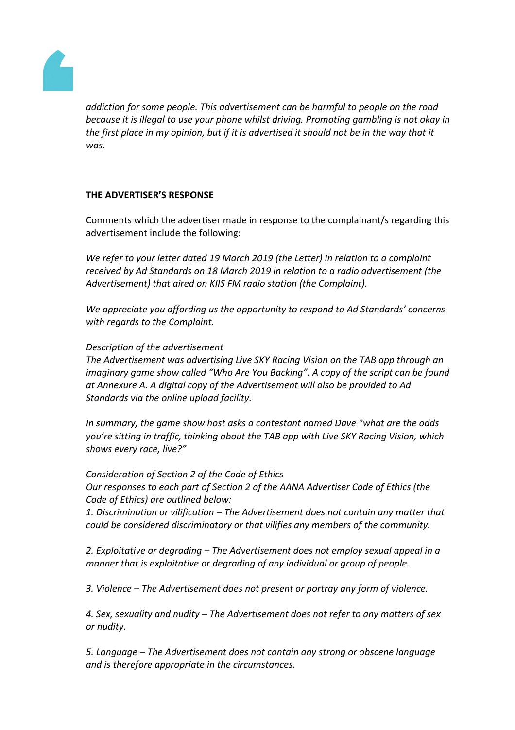*addiction for some people. This advertisement can be harmful to people on the road because it is illegal to use your phone whilst driving. Promoting gambling is not okay in the first place in my opinion, but if it is advertised it should not be in the way that it was.*

**THE ADVERTISER'S RESPONSE**

Comments which the advertiser made in response to the complainant/s regarding this advertisement include the following:

*We refer to your letter dated 19 March 2019 (the Letter) in relation to a complaint received by Ad Standards on 18 March 2019 in relation to a radio advertisement (the Advertisement) that aired on KIIS FM radio station (the Complaint).*

*We appreciate you affording us the opportunity to respond to Ad Standards' concerns with regards to the Complaint.*

*Description of the advertisement*
*The Advertisement was advertising Live SKY Racing Vision on the TAB app through an imaginary game show called "Who Are You Backing". A copy of the script can be found at Annexure A. A digital copy of the Advertisement will also be provided to Ad Standards via the online upload facility.*

*In summary, the game show host asks a contestant named Dave "what are the odds you're sitting in traffic, thinking about the TAB app with Live SKY Racing Vision, which shows every race, live?"*

*Consideration of Section 2 of the Code of Ethics*
*Our responses to each part of Section 2 of the AANA Advertiser Code of Ethics (the Code of Ethics) are outlined below:*
*1. Discrimination or vilification – The Advertisement does not contain any matter that could be considered discriminatory or that vilifies any members of the community.*

*2. Exploitative or degrading – The Advertisement does not employ sexual appeal in a manner that is exploitative or degrading of any individual or group of people.*

*3. Violence – The Advertisement does not present or portray any form of violence.*

*4. Sex, sexuality and nudity – The Advertisement does not refer to any matters of sex or nudity.*

*5. Language – The Advertisement does not contain any strong or obscene language and is therefore appropriate in the circumstances.*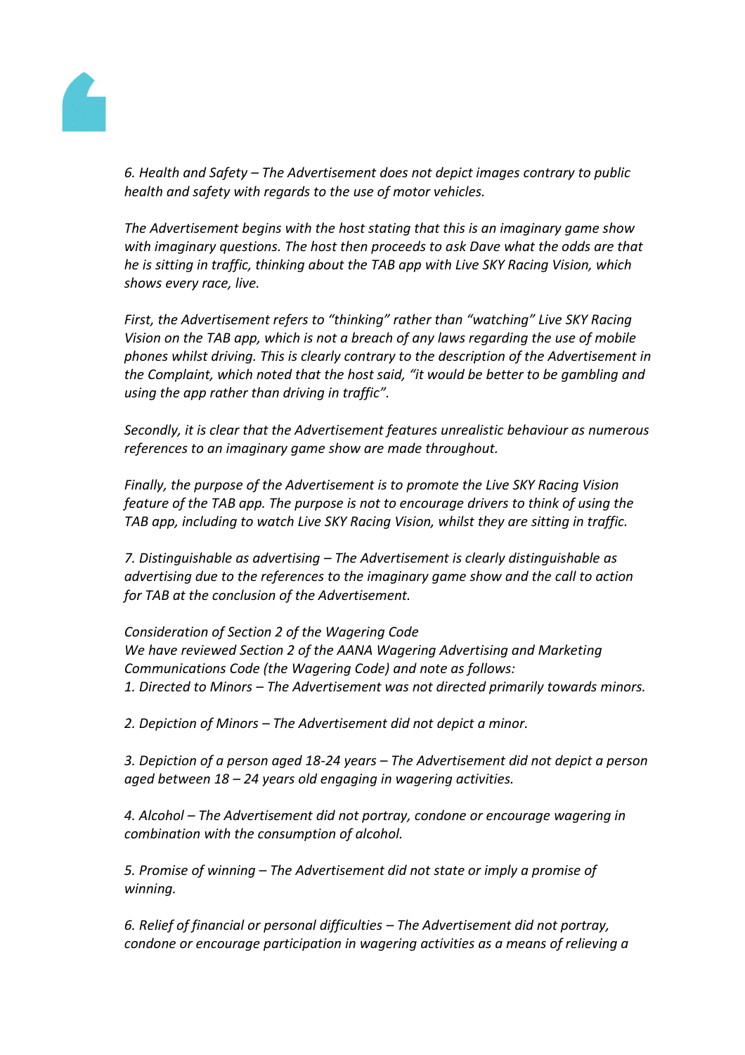*6. Health and Safety – The Advertisement does not depict images contrary to public health and safety with regards to the use of motor vehicles.*

*The Advertisement begins with the host stating that this is an imaginary game show with imaginary questions. The host then proceeds to ask Dave what the odds are that he is sitting in traffic, thinking about the TAB app with Live SKY Racing Vision, which shows every race, live.*

*First, the Advertisement refers to "thinking" rather than "watching" Live SKY Racing Vision on the TAB app, which is not a breach of any laws regarding the use of mobile phones whilst driving. This is clearly contrary to the description of the Advertisement in the Complaint, which noted that the host said, "it would be better to be gambling and using the app rather than driving in traffic".*

*Secondly, it is clear that the Advertisement features unrealistic behaviour as numerous references to an imaginary game show are made throughout.*

*Finally, the purpose of the Advertisement is to promote the Live SKY Racing Vision feature of the TAB app. The purpose is not to encourage drivers to think of using the TAB app, including to watch Live SKY Racing Vision, whilst they are sitting in traffic.*

*7. Distinguishable as advertising – The Advertisement is clearly distinguishable as advertising due to the references to the imaginary game show and the call to action for TAB at the conclusion of the Advertisement.*

*Consideration of Section 2 of the Wagering Code*
*We have reviewed Section 2 of the AANA Wagering Advertising and Marketing Communications Code (the Wagering Code) and note as follows:*
*1. Directed to Minors – The Advertisement was not directed primarily towards minors.*

*2. Depiction of Minors – The Advertisement did not depict a minor.*

*3. Depiction of a person aged 18-24 years – The Advertisement did not depict a person aged between 18 – 24 years old engaging in wagering activities.*

*4. Alcohol – The Advertisement did not portray, condone or encourage wagering in combination with the consumption of alcohol.*

*5. Promise of winning – The Advertisement did not state or imply a promise of winning.*

*6. Relief of financial or personal difficulties – The Advertisement did not portray, condone or encourage participation in wagering activities as a means of relieving a*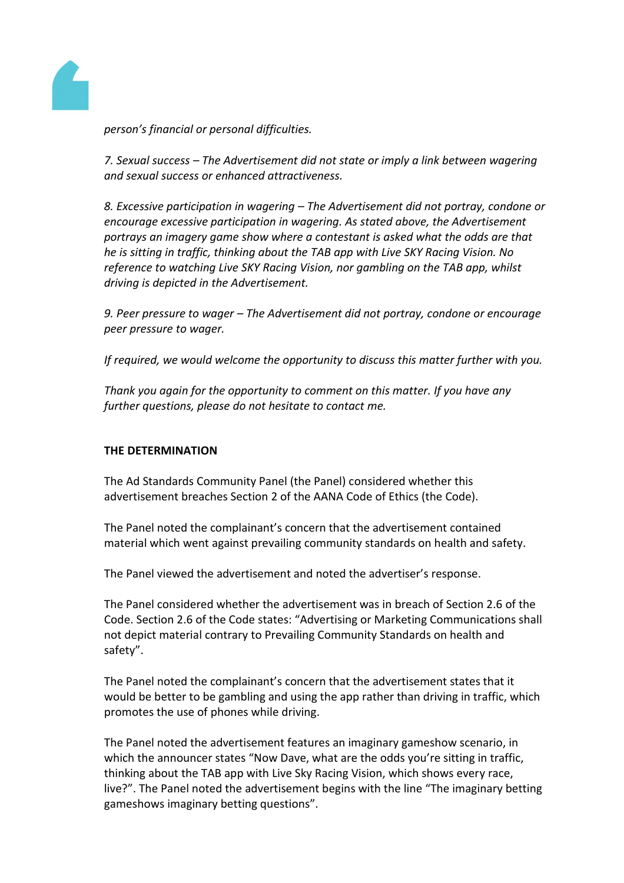*person's financial or personal difficulties.*

*7. Sexual success – The Advertisement did not state or imply a link between wagering and sexual success or enhanced attractiveness.*

*8. Excessive participation in wagering – The Advertisement did not portray, condone or encourage excessive participation in wagering. As stated above, the Advertisement portrays an imagery game show where a contestant is asked what the odds are that he is sitting in traffic, thinking about the TAB app with Live SKY Racing Vision. No reference to watching Live SKY Racing Vision, nor gambling on the TAB app, whilst driving is depicted in the Advertisement.*

*9. Peer pressure to wager – The Advertisement did not portray, condone or encourage peer pressure to wager.*

*If required, we would welcome the opportunity to discuss this matter further with you.*

*Thank you again for the opportunity to comment on this matter. If you have any further questions, please do not hesitate to contact me.*

**THE DETERMINATION**

The Ad Standards Community Panel (the Panel) considered whether this advertisement breaches Section 2 of the AANA Code of Ethics (the Code).

The Panel noted the complainant's concern that the advertisement contained material which went against prevailing community standards on health and safety.

The Panel viewed the advertisement and noted the advertiser's response.

The Panel considered whether the advertisement was in breach of Section 2.6 of the Code. Section 2.6 of the Code states: "Advertising or Marketing Communications shall not depict material contrary to Prevailing Community Standards on health and safety".

The Panel noted the complainant's concern that the advertisement states that it would be better to be gambling and using the app rather than driving in traffic, which promotes the use of phones while driving.

The Panel noted the advertisement features an imaginary gameshow scenario, in which the announcer states "Now Dave, what are the odds you're sitting in traffic, thinking about the TAB app with Live Sky Racing Vision, which shows every race, live?". The Panel noted the advertisement begins with the line "The imaginary betting gameshows imaginary betting questions".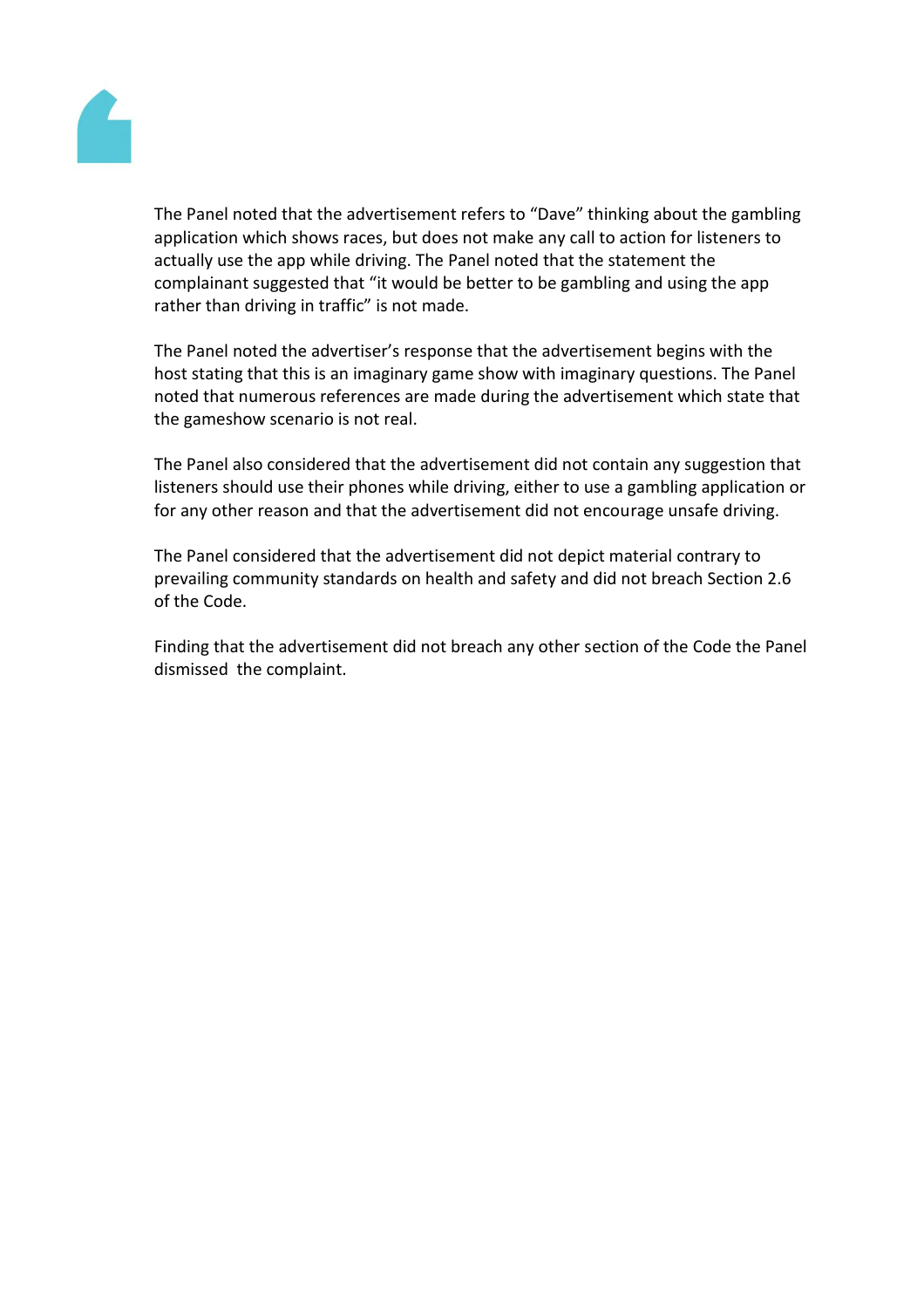The Panel noted that the advertisement refers to "Dave" thinking about the gambling application which shows races, but does not make any call to action for listeners to actually use the app while driving. The Panel noted that the statement the complainant suggested that "it would be better to be gambling and using the app rather than driving in traffic" is not made.

The Panel noted the advertiser's response that the advertisement begins with the host stating that this is an imaginary game show with imaginary questions. The Panel noted that numerous references are made during the advertisement which state that the gameshow scenario is not real.

The Panel also considered that the advertisement did not contain any suggestion that listeners should use their phones while driving, either to use a gambling application or for any other reason and that the advertisement did not encourage unsafe driving.

The Panel considered that the advertisement did not depict material contrary to prevailing community standards on health and safety and did not breach Section 2.6 of the Code.

Finding that the advertisement did not breach any other section of the Code the Panel dismissed the complaint.